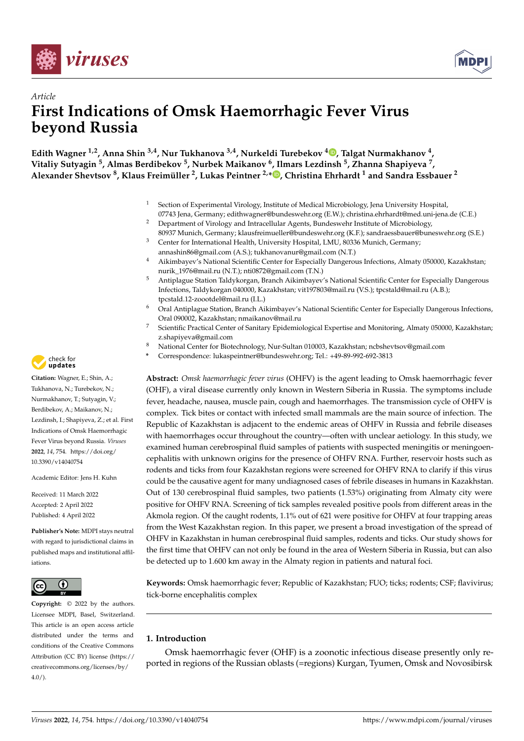Article

# First Indications of Omsk Haemorrhagic Fever Virus beyond Russia

**Edith Wagner [1,2], Anna Shin [3,4], Nur Tukhanova [3,4], Nurkeldi Turebekov [4], Talgat Nurmakhanov [4], Vitaliy Sutyagin [5], Almas Berdibekov [5], Nurbek Maikanov [6], Ilmars Lezdinsh [5], Zhanna Shapiyeva [7], Alexander Shevtsov [8], Klaus Freimüller [2], Lukas Peintner [2,*], Christina Ehrhardt [1] and Sandra Essbauer [2]**

1 Section of Experimental Virology, Institute of Medical Microbiology, Jena University Hospital, 07743 Jena, Germany; edithwagner@bundeswehr.org (E.W.); christina.ehrhardt@med.uni-jena.de (C.E.)
2 Department of Virology and Intracellular Agents, Bundeswehr Institute of Microbiology, 80937 Munich, Germany; klausfreimueller@bundeswehr.org (K.F.); sandraessbauer@buneswehr.org (S.E.)
3 Center for International Health, University Hospital, LMU, 80336 Munich, Germany; annashin86@gmail.com (A.S.); tukhanovanur@gmail.com (N.T.)
4 Aikimbayev's National Scientific Center for Especially Dangerous Infections, Almaty 050000, Kazakhstan; nurik_1976@mail.ru (N.T.); nti0872@gmail.com (T.N.)
5 Antiplague Station Taldykorgan, Branch Aikimbayev's National Scientific Center for Especially Dangerous Infections, Taldykorgan 040000, Kazakhstan; vit197803@mail.ru (V.S.); tpcstald@mail.ru (A.B.); tpcstald.12-zoootdel@mail.ru (I.L.)
6 Oral Antiplague Station, Branch Aikimbayev's National Scientific Center for Especially Dangerous Infections, Oral 090002, Kazakhstan; nmaikanov@mail.ru
7 Scientific Practical Center of Sanitary Epidemiological Expertise and Monitoring, Almaty 050000, Kazakhstan; z.shapiyeva@gmail.com
8 National Center for Biotechnology, Nur-Sultan 010003, Kazakhstan; ncbshevtsov@gmail.com
* Correspondence: lukaspeintner@bundeswehr.org; Tel.: +49-89-992-692-3813

**Citation:** Wagner, E.; Shin, A.; Tukhanova, N.; Turebekov, N.; Nurmakhanov, T.; Sutyagin, V.; Berdibekov, A.; Maikanov, N.; Lezdinsh, I.; Shapiyeva, Z.; et al. First Indications of Omsk Haemorrhagic Fever Virus beyond Russia. *Viruses* **2022**, *14*, 754. https://doi.org/10.3390/v14040754

Academic Editor: Jens H. Kuhn

Received: 11 March 2022
Accepted: 2 April 2022
Published: 4 April 2022

**Publisher's Note:** MDPI stays neutral with regard to jurisdictional claims in published maps and institutional affiliations.

**Copyright:** © 2022 by the authors. Licensee MDPI, Basel, Switzerland. This article is an open access article distributed under the terms and conditions of the Creative Commons Attribution (CC BY) license (https://creativecommons.org/licenses/by/4.0/).

**Abstract:** *Omsk haemorrhagic fever virus* (OHFV) is the agent leading to Omsk haemorrhagic fever (OHF), a viral disease currently only known in Western Siberia in Russia. The symptoms include fever, headache, nausea, muscle pain, cough and haemorrhages. The transmission cycle of OHFV is complex. Tick bites or contact with infected small mammals are the main source of infection. The Republic of Kazakhstan is adjacent to the endemic areas of OHFV in Russia and febrile diseases with haemorrhages occur throughout the country—often with unclear aetiology. In this study, we examined human cerebrospinal fluid samples of patients with suspected meningitis or meningoencephalitis with unknown origins for the presence of OHFV RNA. Further, reservoir hosts such as rodents and ticks from four Kazakhstan regions were screened for OHFV RNA to clarify if this virus could be the causative agent for many undiagnosed cases of febrile diseases in humans in Kazakhstan. Out of 130 cerebrospinal fluid samples, two patients (1.53%) originating from Almaty city were positive for OHFV RNA. Screening of tick samples revealed positive pools from different areas in the Akmola region. Of the caught rodents, 1.1% out of 621 were positive for OHFV at four trapping areas from the West Kazakhstan region. In this paper, we present a broad investigation of the spread of OHFV in Kazakhstan in human cerebrospinal fluid samples, rodents and ticks. Our study shows for the first time that OHFV can not only be found in the area of Western Siberia in Russia, but can also be detected up to 1.600 km away in the Almaty region in patients and natural foci.

**Keywords:** Omsk haemorrhagic fever; Republic of Kazakhstan; FUO; ticks; rodents; CSF; flavivirus; tick-borne encephalitis complex

## 1. Introduction

Omsk haemorrhagic fever (OHF) is a zoonotic infectious disease presently only reported in regions of the Russian oblasts (=regions) Kurgan, Tyumen, Omsk and Novosibirsk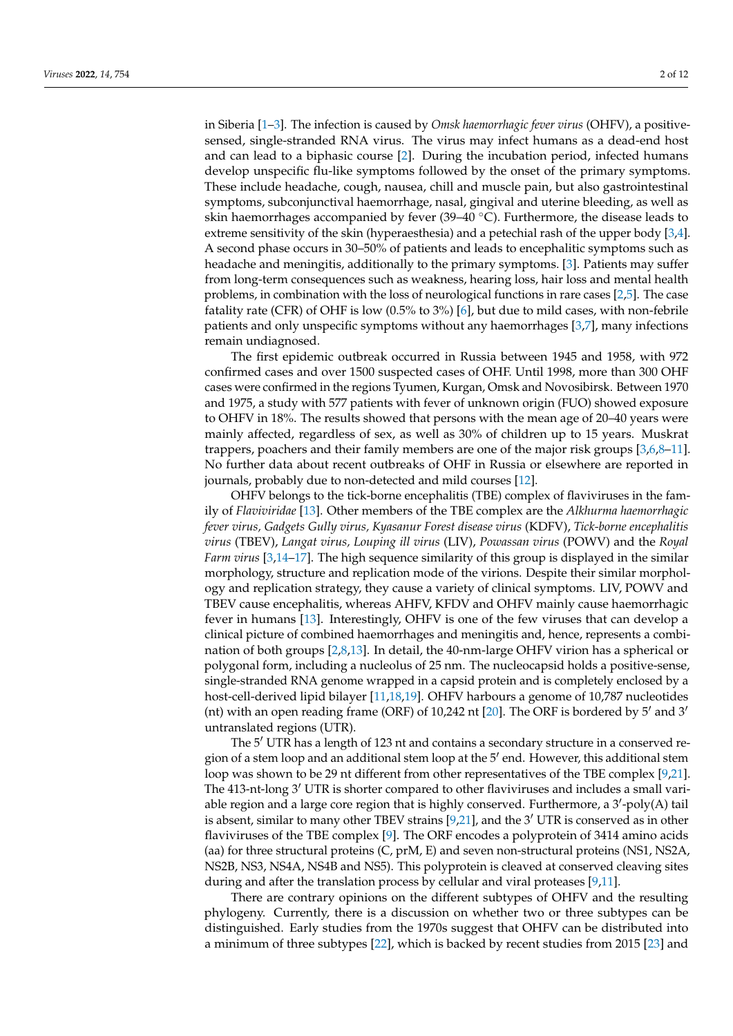in Siberia [1–3]. The infection is caused by *Omsk haemorrhagic fever virus* (OHFV), a positive-sensed, single-stranded RNA virus. The virus may infect humans as a dead-end host and can lead to a biphasic course [2]. During the incubation period, infected humans develop unspecific flu-like symptoms followed by the onset of the primary symptoms. These include headache, cough, nausea, chill and muscle pain, but also gastrointestinal symptoms, subconjunctival haemorrhage, nasal, gingival and uterine bleeding, as well as skin haemorrhages accompanied by fever (39–40 °C). Furthermore, the disease leads to extreme sensitivity of the skin (hyperaesthesia) and a petechial rash of the upper body [3,4]. A second phase occurs in 30–50% of patients and leads to encephalitic symptoms such as headache and meningitis, additionally to the primary symptoms. [3]. Patients may suffer from long-term consequences such as weakness, hearing loss, hair loss and mental health problems, in combination with the loss of neurological functions in rare cases [2,5]. The case fatality rate (CFR) of OHF is low (0.5% to 3%) [6], but due to mild cases, with non-febrile patients and only unspecific symptoms without any haemorrhages [3,7], many infections remain undiagnosed.

The first epidemic outbreak occurred in Russia between 1945 and 1958, with 972 confirmed cases and over 1500 suspected cases of OHF. Until 1998, more than 300 OHF cases were confirmed in the regions Tyumen, Kurgan, Omsk and Novosibirsk. Between 1970 and 1975, a study with 577 patients with fever of unknown origin (FUO) showed exposure to OHFV in 18%. The results showed that persons with the mean age of 20–40 years were mainly affected, regardless of sex, as well as 30% of children up to 15 years. Muskrat trappers, poachers and their family members are one of the major risk groups [3,6,8–11]. No further data about recent outbreaks of OHF in Russia or elsewhere are reported in journals, probably due to non-detected and mild courses [12].

OHFV belongs to the tick-borne encephalitis (TBE) complex of flaviviruses in the family of *Flaviviridae* [13]. Other members of the TBE complex are the *Alkhurma haemorrhagic fever virus, Gadgets Gully virus, Kyasanur Forest disease virus* (KDFV), *Tick-borne encephalitis virus* (TBEV), *Langat virus, Louping ill virus* (LIV), *Powassan virus* (POWV) and the *Royal Farm virus* [3,14–17]. The high sequence similarity of this group is displayed in the similar morphology, structure and replication mode of the virions. Despite their similar morphology and replication strategy, they cause a variety of clinical symptoms. LIV, POWV and TBEV cause encephalitis, whereas AHFV, KFDV and OHFV mainly cause haemorrhagic fever in humans [13]. Interestingly, OHFV is one of the few viruses that can develop a clinical picture of combined haemorrhages and meningitis and, hence, represents a combination of both groups [2,8,13]. In detail, the 40-nm-large OHFV virion has a spherical or polygonal form, including a nucleolus of 25 nm. The nucleocapsid holds a positive-sense, single-stranded RNA genome wrapped in a capsid protein and is completely enclosed by a host-cell-derived lipid bilayer [11,18,19]. OHFV harbours a genome of 10,787 nucleotides (nt) with an open reading frame (ORF) of 10,242 nt [20]. The ORF is bordered by 5′ and 3′ untranslated regions (UTR).

The 5′ UTR has a length of 123 nt and contains a secondary structure in a conserved region of a stem loop and an additional stem loop at the 5′ end. However, this additional stem loop was shown to be 29 nt different from other representatives of the TBE complex [9,21]. The 413-nt-long 3′ UTR is shorter compared to other flaviviruses and includes a small variable region and a large core region that is highly conserved. Furthermore, a 3′-poly(A) tail is absent, similar to many other TBEV strains [9,21], and the 3′ UTR is conserved as in other flaviviruses of the TBE complex [9]. The ORF encodes a polyprotein of 3414 amino acids (aa) for three structural proteins (C, prM, E) and seven non-structural proteins (NS1, NS2A, NS2B, NS3, NS4A, NS4B and NS5). This polyprotein is cleaved at conserved cleaving sites during and after the translation process by cellular and viral proteases [9,11].

There are contrary opinions on the different subtypes of OHFV and the resulting phylogeny. Currently, there is a discussion on whether two or three subtypes can be distinguished. Early studies from the 1970s suggest that OHFV can be distributed into a minimum of three subtypes [22], which is backed by recent studies from 2015 [23] and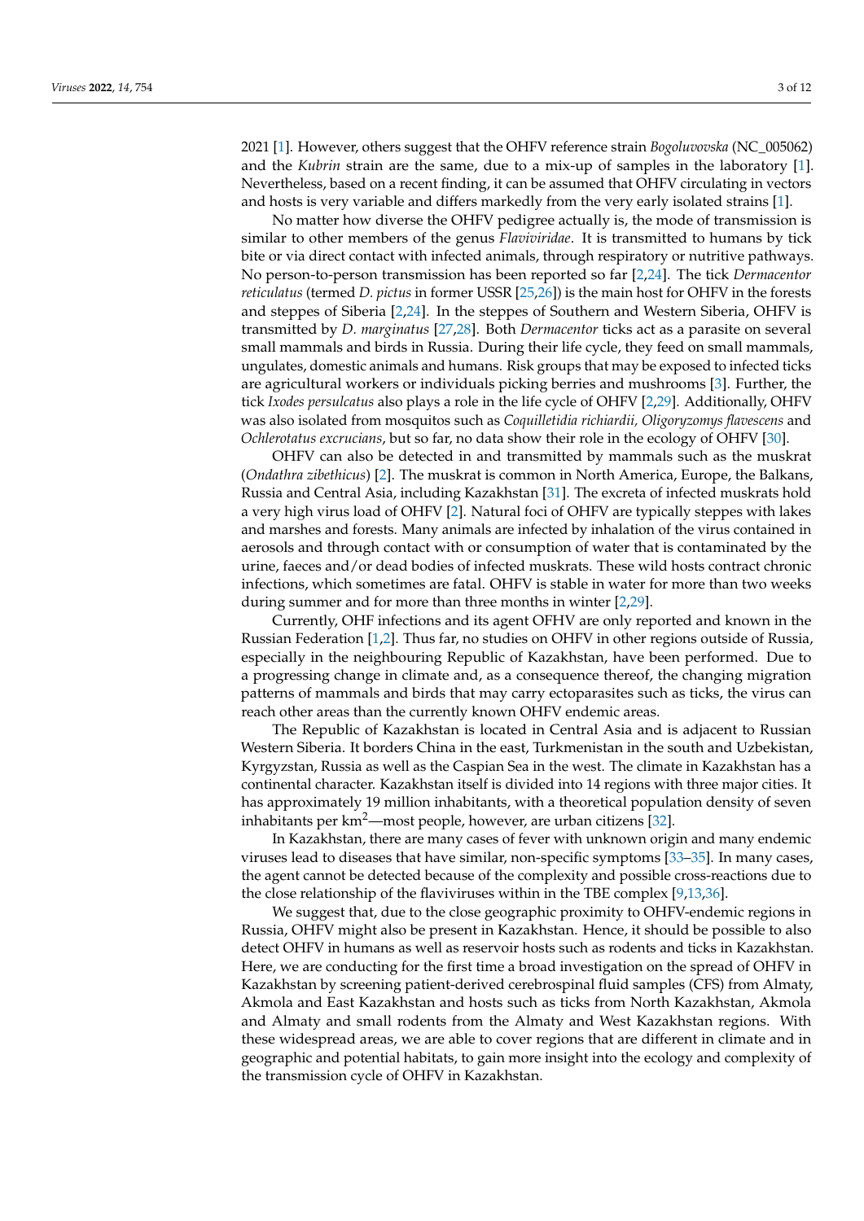2021 [1]. However, others suggest that the OHFV reference strain *Bogoluvovska* (NC_005062) and the *Kubrin* strain are the same, due to a mix-up of samples in the laboratory [1]. Nevertheless, based on a recent finding, it can be assumed that OHFV circulating in vectors and hosts is very variable and differs markedly from the very early isolated strains [1].

No matter how diverse the OHFV pedigree actually is, the mode of transmission is similar to other members of the genus *Flaviviridae*. It is transmitted to humans by tick bite or via direct contact with infected animals, through respiratory or nutritive pathways. No person-to-person transmission has been reported so far [2,24]. The tick *Dermacentor reticulatus* (termed *D. pictus* in former USSR [25,26]) is the main host for OHFV in the forests and steppes of Siberia [2,24]. In the steppes of Southern and Western Siberia, OHFV is transmitted by *D. marginatus* [27,28]. Both *Dermacentor* ticks act as a parasite on several small mammals and birds in Russia. During their life cycle, they feed on small mammals, ungulates, domestic animals and humans. Risk groups that may be exposed to infected ticks are agricultural workers or individuals picking berries and mushrooms [3]. Further, the tick *Ixodes persulcatus* also plays a role in the life cycle of OHFV [2,29]. Additionally, OHFV was also isolated from mosquitos such as *Coquilletidia richiardii, Oligoryzomys flavescens* and *Ochlerotatus excrucians*, but so far, no data show their role in the ecology of OHFV [30].

OHFV can also be detected in and transmitted by mammals such as the muskrat (*Ondathra zibethicus*) [2]. The muskrat is common in North America, Europe, the Balkans, Russia and Central Asia, including Kazakhstan [31]. The excreta of infected muskrats hold a very high virus load of OHFV [2]. Natural foci of OHFV are typically steppes with lakes and marshes and forests. Many animals are infected by inhalation of the virus contained in aerosols and through contact with or consumption of water that is contaminated by the urine, faeces and/or dead bodies of infected muskrats. These wild hosts contract chronic infections, which sometimes are fatal. OHFV is stable in water for more than two weeks during summer and for more than three months in winter [2,29].

Currently, OHF infections and its agent OFHV are only reported and known in the Russian Federation [1,2]. Thus far, no studies on OHFV in other regions outside of Russia, especially in the neighbouring Republic of Kazakhstan, have been performed. Due to a progressing change in climate and, as a consequence thereof, the changing migration patterns of mammals and birds that may carry ectoparasites such as ticks, the virus can reach other areas than the currently known OHFV endemic areas.

The Republic of Kazakhstan is located in Central Asia and is adjacent to Russian Western Siberia. It borders China in the east, Turkmenistan in the south and Uzbekistan, Kyrgyzstan, Russia as well as the Caspian Sea in the west. The climate in Kazakhstan has a continental character. Kazakhstan itself is divided into 14 regions with three major cities. It has approximately 19 million inhabitants, with a theoretical population density of seven inhabitants per km$^2$—most people, however, are urban citizens [32].

In Kazakhstan, there are many cases of fever with unknown origin and many endemic viruses lead to diseases that have similar, non-specific symptoms [33–35]. In many cases, the agent cannot be detected because of the complexity and possible cross-reactions due to the close relationship of the flaviviruses within in the TBE complex [9,13,36].

We suggest that, due to the close geographic proximity to OHFV-endemic regions in Russia, OHFV might also be present in Kazakhstan. Hence, it should be possible to also detect OHFV in humans as well as reservoir hosts such as rodents and ticks in Kazakhstan. Here, we are conducting for the first time a broad investigation on the spread of OHFV in Kazakhstan by screening patient-derived cerebrospinal fluid samples (CFS) from Almaty, Akmola and East Kazakhstan and hosts such as ticks from North Kazakhstan, Akmola and Almaty and small rodents from the Almaty and West Kazakhstan regions. With these widespread areas, we are able to cover regions that are different in climate and in geographic and potential habitats, to gain more insight into the ecology and complexity of the transmission cycle of OHFV in Kazakhstan.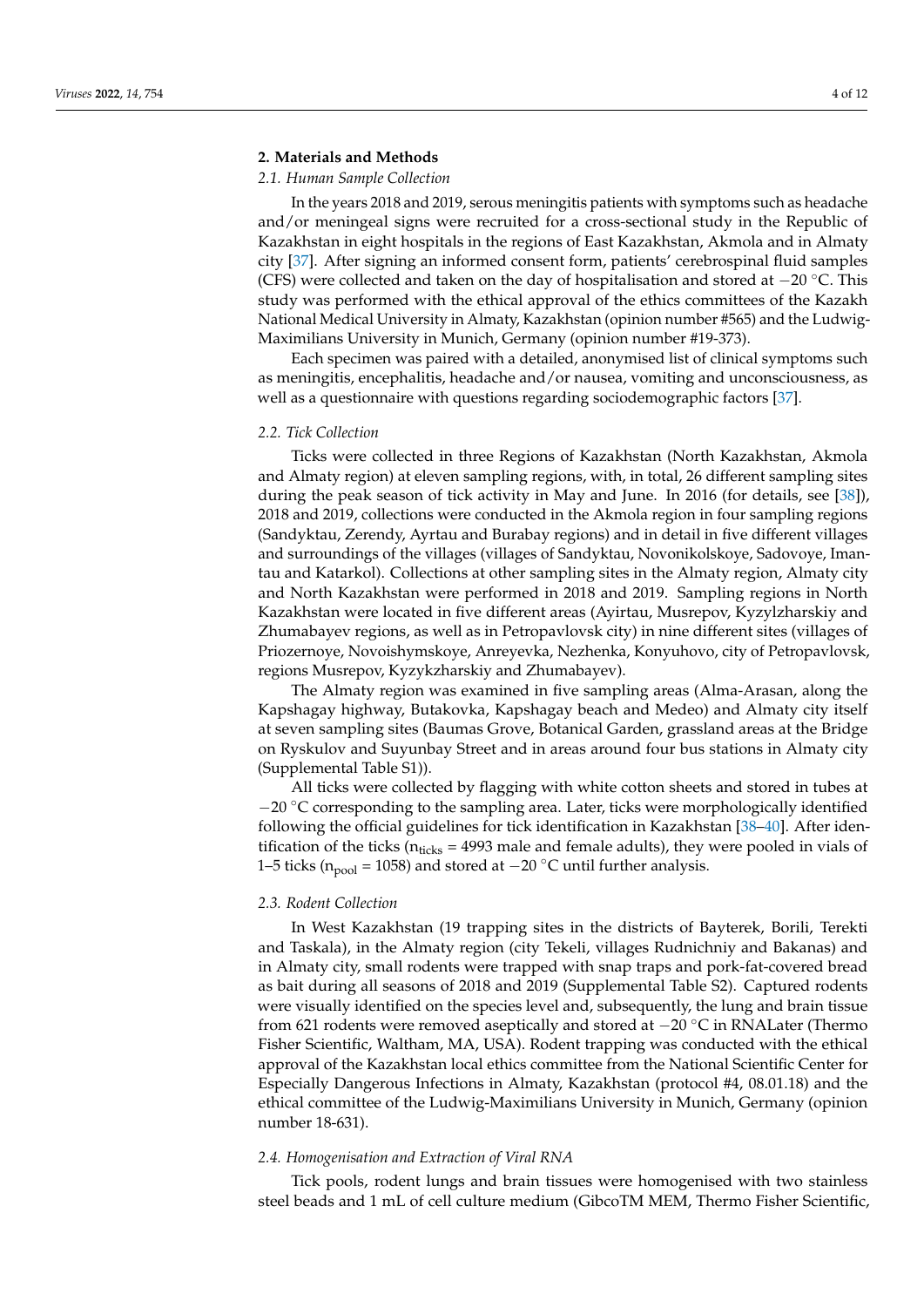## 2. Materials and Methods

### 2.1. Human Sample Collection

In the years 2018 and 2019, serous meningitis patients with symptoms such as headache and/or meningeal signs were recruited for a cross-sectional study in the Republic of Kazakhstan in eight hospitals in the regions of East Kazakhstan, Akmola and in Almaty city [37]. After signing an informed consent form, patients' cerebrospinal fluid samples (CFS) were collected and taken on the day of hospitalisation and stored at −20 °C. This study was performed with the ethical approval of the ethics committees of the Kazakh National Medical University in Almaty, Kazakhstan (opinion number #565) and the Ludwig-Maximilians University in Munich, Germany (opinion number #19-373).

Each specimen was paired with a detailed, anonymised list of clinical symptoms such as meningitis, encephalitis, headache and/or nausea, vomiting and unconsciousness, as well as a questionnaire with questions regarding sociodemographic factors [37].

### 2.2. Tick Collection

Ticks were collected in three Regions of Kazakhstan (North Kazakhstan, Akmola and Almaty region) at eleven sampling regions, with, in total, 26 different sampling sites during the peak season of tick activity in May and June. In 2016 (for details, see [38]), 2018 and 2019, collections were conducted in the Akmola region in four sampling regions (Sandyktau, Zerendy, Ayrtau and Burabay regions) and in detail in five different villages and surroundings of the villages (villages of Sandyktau, Novonikolskoye, Sadovoye, Imantau and Katarkol). Collections at other sampling sites in the Almaty region, Almaty city and North Kazakhstan were performed in 2018 and 2019. Sampling regions in North Kazakhstan were located in five different areas (Ayirtau, Musrepov, Kyzylzharskiy and Zhumabayev regions, as well as in Petropavlovsk city) in nine different sites (villages of Priozernoye, Novoishymskoye, Anreyevka, Nezhenka, Konyuhovo, city of Petropavlovsk, regions Musrepov, Kyzykzharskiy and Zhumabayev).

The Almaty region was examined in five sampling areas (Alma-Arasan, along the Kapshagay highway, Butakovka, Kapshagay beach and Medeo) and Almaty city itself at seven sampling sites (Baumas Grove, Botanical Garden, grassland areas at the Bridge on Ryskulov and Suyunbay Street and in areas around four bus stations in Almaty city (Supplemental Table S1)).

All ticks were collected by flagging with white cotton sheets and stored in tubes at −20 °C corresponding to the sampling area. Later, ticks were morphologically identified following the official guidelines for tick identification in Kazakhstan [38–40]. After identification of the ticks ($n_{ticks}$ = 4993 male and female adults), they were pooled in vials of 1–5 ticks ($n_{pool}$ = 1058) and stored at −20 °C until further analysis.

### 2.3. Rodent Collection

In West Kazakhstan (19 trapping sites in the districts of Bayterek, Borili, Terekti and Taskala), in the Almaty region (city Tekeli, villages Rudnichniy and Bakanas) and in Almaty city, small rodents were trapped with snap traps and pork-fat-covered bread as bait during all seasons of 2018 and 2019 (Supplemental Table S2). Captured rodents were visually identified on the species level and, subsequently, the lung and brain tissue from 621 rodents were removed aseptically and stored at −20 °C in RNALater (Thermo Fisher Scientific, Waltham, MA, USA). Rodent trapping was conducted with the ethical approval of the Kazakhstan local ethics committee from the National Scientific Center for Especially Dangerous Infections in Almaty, Kazakhstan (protocol #4, 08.01.18) and the ethical committee of the Ludwig-Maximilians University in Munich, Germany (opinion number 18-631).

### 2.4. Homogenisation and Extraction of Viral RNA

Tick pools, rodent lungs and brain tissues were homogenised with two stainless steel beads and 1 mL of cell culture medium (GibcoTM MEM, Thermo Fisher Scientific,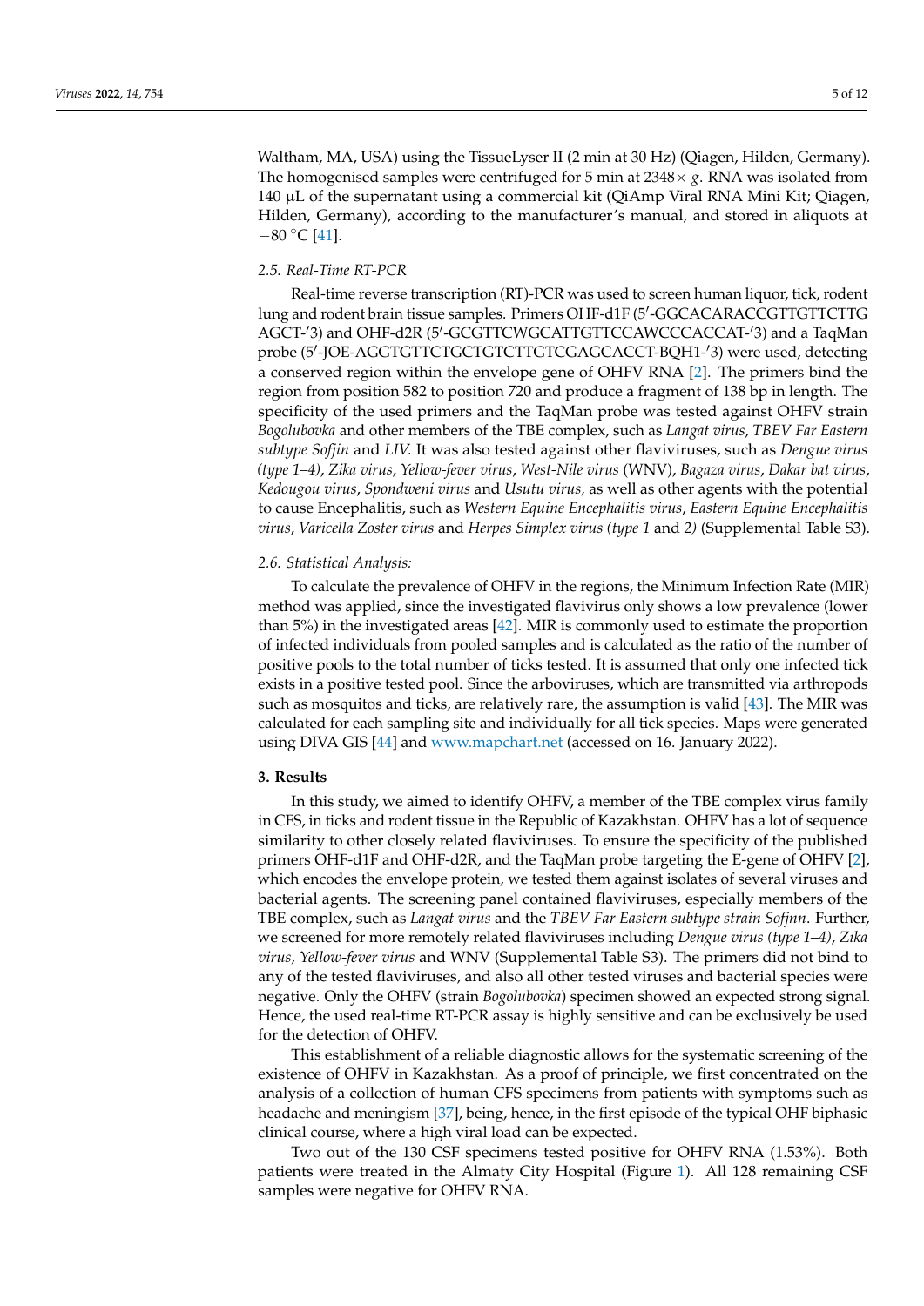Waltham, MA, USA) using the TissueLyser II (2 min at 30 Hz) (Qiagen, Hilden, Germany). The homogenised samples were centrifuged for 5 min at 2348× *g*. RNA was isolated from 140 µL of the supernatant using a commercial kit (QiAmp Viral RNA Mini Kit; Qiagen, Hilden, Germany), according to the manufacturer's manual, and stored in aliquots at −80 °C [41].

### 2.5. Real-Time RT-PCR

Real-time reverse transcription (RT)-PCR was used to screen human liquor, tick, rodent lung and rodent brain tissue samples. Primers OHF-d1F (5′-GGCACARACCGTTGTTCTTG AGCT-′3) and OHF-d2R (5′-GCGTTCWGCATTGTTCCAWCCCACCAT-′3) and a TaqMan probe (5′-JOE-AGGTGTTCTGCTGTCTTGTCGAGCACCT-BQH1-′3) were used, detecting a conserved region within the envelope gene of OHFV RNA [2]. The primers bind the region from position 582 to position 720 and produce a fragment of 138 bp in length. The specificity of the used primers and the TaqMan probe was tested against OHFV strain *Bogolubovka* and other members of the TBE complex, such as *Langat virus*, *TBEV Far Eastern subtype Sofjin* and *LIV.* It was also tested against other flaviviruses, such as *Dengue virus (type 1–4)*, *Zika virus*, *Yellow-fever virus*, *West-Nile virus* (WNV), *Bagaza virus*, *Dakar bat virus*, *Kedougou virus*, *Spondweni virus* and *Usutu virus,* as well as other agents with the potential to cause Encephalitis, such as *Western Equine Encephalitis virus*, *Eastern Equine Encephalitis virus*, *Varicella Zoster virus* and *Herpes Simplex virus (type 1* and *2)* (Supplemental Table S3).

### 2.6. Statistical Analysis:

To calculate the prevalence of OHFV in the regions, the Minimum Infection Rate (MIR) method was applied, since the investigated flavivirus only shows a low prevalence (lower than 5%) in the investigated areas [42]. MIR is commonly used to estimate the proportion of infected individuals from pooled samples and is calculated as the ratio of the number of positive pools to the total number of ticks tested. It is assumed that only one infected tick exists in a positive tested pool. Since the arboviruses, which are transmitted via arthropods such as mosquitos and ticks, are relatively rare, the assumption is valid [43]. The MIR was calculated for each sampling site and individually for all tick species. Maps were generated using DIVA GIS [44] and www.mapchart.net (accessed on 16. January 2022).

## 3. Results

In this study, we aimed to identify OHFV, a member of the TBE complex virus family in CFS, in ticks and rodent tissue in the Republic of Kazakhstan. OHFV has a lot of sequence similarity to other closely related flaviviruses. To ensure the specificity of the published primers OHF-d1F and OHF-d2R, and the TaqMan probe targeting the E-gene of OHFV [2], which encodes the envelope protein, we tested them against isolates of several viruses and bacterial agents. The screening panel contained flaviviruses, especially members of the TBE complex, such as *Langat virus* and the *TBEV Far Eastern subtype strain Sofjnn*. Further, we screened for more remotely related flaviviruses including *Dengue virus (type 1–4)*, *Zika virus, Yellow-fever virus* and WNV (Supplemental Table S3). The primers did not bind to any of the tested flaviviruses, and also all other tested viruses and bacterial species were negative. Only the OHFV (strain *Bogolubovka*) specimen showed an expected strong signal. Hence, the used real-time RT-PCR assay is highly sensitive and can be exclusively be used for the detection of OHFV.

This establishment of a reliable diagnostic allows for the systematic screening of the existence of OHFV in Kazakhstan. As a proof of principle, we first concentrated on the analysis of a collection of human CFS specimens from patients with symptoms such as headache and meningism [37], being, hence, in the first episode of the typical OHF biphasic clinical course, where a high viral load can be expected.

Two out of the 130 CSF specimens tested positive for OHFV RNA (1.53%). Both patients were treated in the Almaty City Hospital (Figure 1). All 128 remaining CSF samples were negative for OHFV RNA.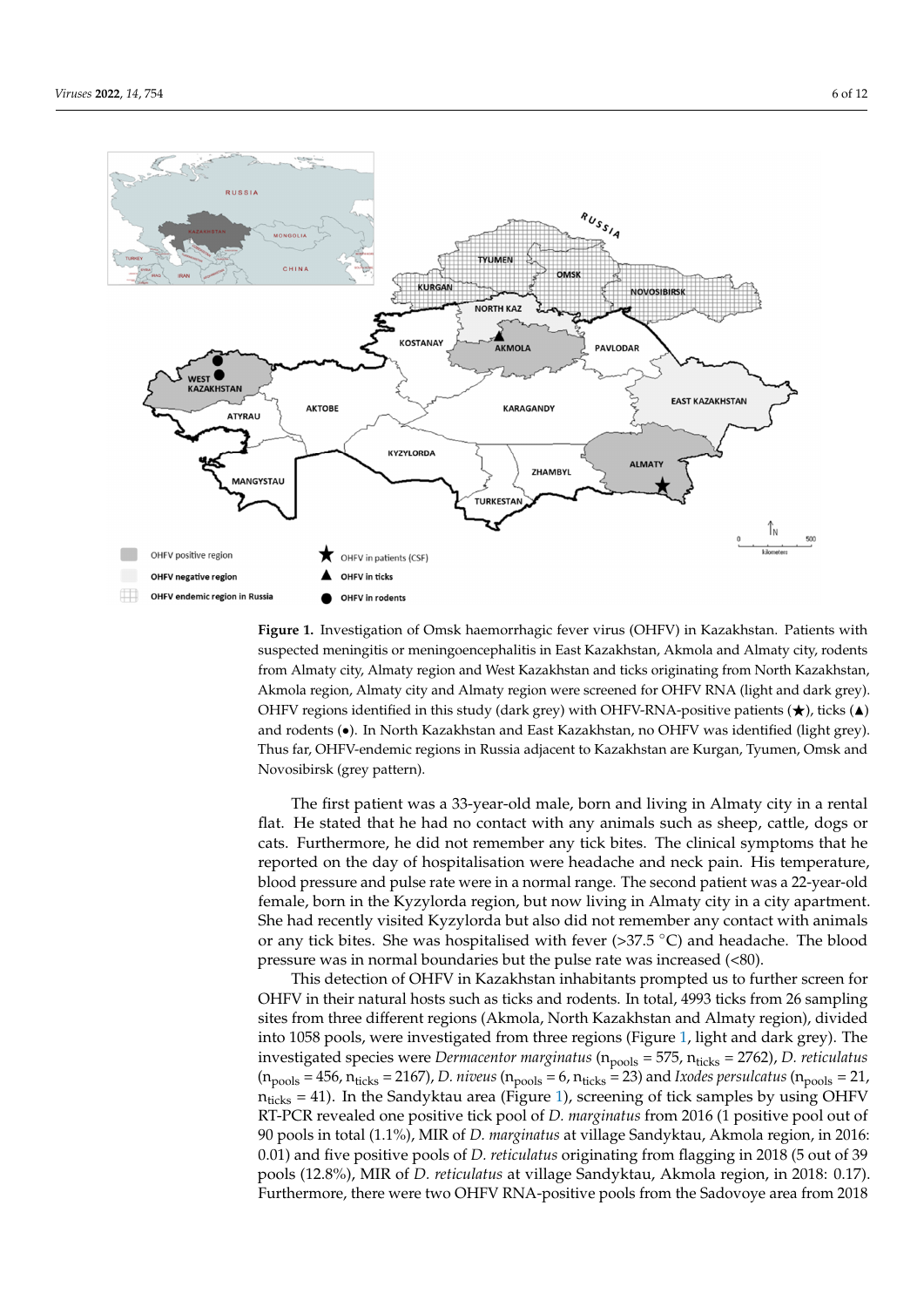**Figure 1.** Investigation of Omsk haemorrhagic fever virus (OHFV) in Kazakhstan. Patients with suspected meningitis or meningoencephalitis in East Kazakhstan, Akmola and Almaty city, rodents from Almaty city, Almaty region and West Kazakhstan and ticks originating from North Kazakhstan, Akmola region, Almaty city and Almaty region were screened for OHFV RNA (light and dark grey). OHFV regions identified in this study (dark grey) with OHFV-RNA-positive patients (★), ticks (▲) and rodents (●). In North Kazakhstan and East Kazakhstan, no OHFV was identified (light grey). Thus far, OHFV-endemic regions in Russia adjacent to Kazakhstan are Kurgan, Tyumen, Omsk and Novosibirsk (grey pattern).

The first patient was a 33-year-old male, born and living in Almaty city in a rental flat. He stated that he had no contact with any animals such as sheep, cattle, dogs or cats. Furthermore, he did not remember any tick bites. The clinical symptoms that he reported on the day of hospitalisation were headache and neck pain. His temperature, blood pressure and pulse rate were in a normal range. The second patient was a 22-year-old female, born in the Kyzylorda region, but now living in Almaty city in a city apartment. She had recently visited Kyzylorda but also did not remember any contact with animals or any tick bites. She was hospitalised with fever (>37.5 °C) and headache. The blood pressure was in normal boundaries but the pulse rate was increased (<80).

This detection of OHFV in Kazakhstan inhabitants prompted us to further screen for OHFV in their natural hosts such as ticks and rodents. In total, 4993 ticks from 26 sampling sites from three different regions (Akmola, North Kazakhstan and Almaty region), divided into 1058 pools, were investigated from three regions (Figure 1, light and dark grey). The investigated species were *Dermacentor marginatus* ($n_{pools}$ = 575, $n_{ticks}$ = 2762), *D. reticulatus* ($n_{pools}$ = 456, $n_{ticks}$ = 2167), *D. niveus* ($n_{pools}$ = 6, $n_{ticks}$ = 23) and *Ixodes persulcatus* ($n_{pools}$ = 21, $n_{ticks}$ = 41). In the Sandyktau area (Figure 1), screening of tick samples by using OHFV RT-PCR revealed one positive tick pool of *D. marginatus* from 2016 (1 positive pool out of 90 pools in total (1.1%), MIR of *D. marginatus* at village Sandyktau, Akmola region, in 2016: 0.01) and five positive pools of *D. reticulatus* originating from flagging in 2018 (5 out of 39 pools (12.8%), MIR of *D. reticulatus* at village Sandyktau, Akmola region, in 2018: 0.17). Furthermore, there were two OHFV RNA-positive pools from the Sadovoye area from 2018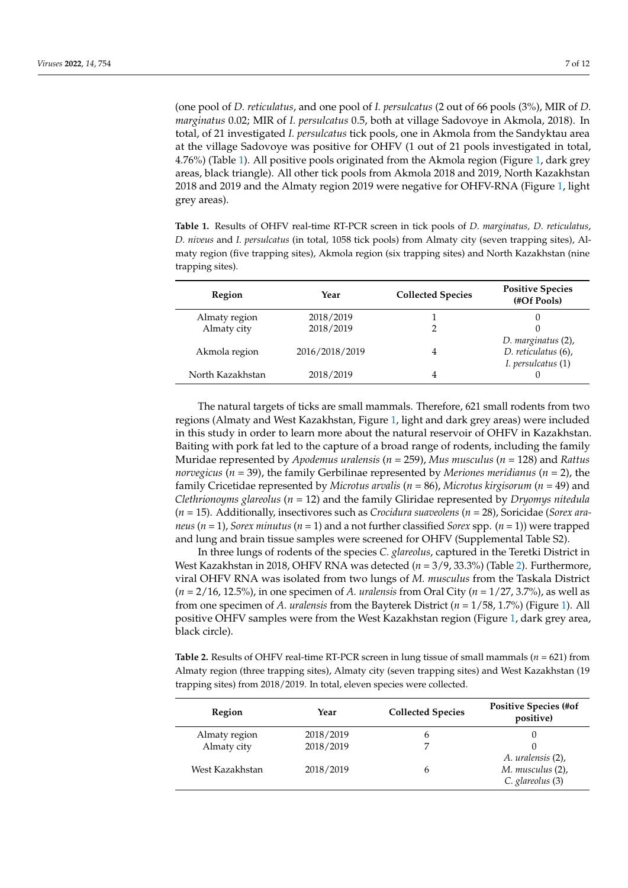(one pool of *D. reticulatus*, and one pool of *I. persulcatus* (2 out of 66 pools (3%), MIR of *D. marginatus* 0.02; MIR of *I. persulcatus* 0.5, both at village Sadovoye in Akmola, 2018). In total, of 21 investigated *I. persulcatus* tick pools, one in Akmola from the Sandyktau area at the village Sadovoye was positive for OHFV (1 out of 21 pools investigated in total, 4.76%) (Table 1). All positive pools originated from the Akmola region (Figure 1, dark grey areas, black triangle). All other tick pools from Akmola 2018 and 2019, North Kazakhstan 2018 and 2019 and the Almaty region 2019 were negative for OHFV-RNA (Figure 1, light grey areas).

**Table 1.** Results of OHFV real-time RT-PCR screen in tick pools of *D. marginatus, D. reticulatus, D. niveus* and *I. persulcatus* (in total, 1058 tick pools) from Almaty city (seven trapping sites), Almaty region (five trapping sites), Akmola region (six trapping sites) and North Kazakhstan (nine trapping sites).

| Region | Year | Collected Species | Positive Species (#Of Pools) |
|---|---|---|---|
| Almaty region | 2018/2019 | 1 | 0 |
| Almaty city | 2018/2019 | 2 | 0 |
| Akmola region | 2016/2018/2019 | 4 | *D. marginatus* (2), *D. reticulatus* (6), *I. persulcatus* (1) |
| North Kazakhstan | 2018/2019 | 4 | 0 |

The natural targets of ticks are small mammals. Therefore, 621 small rodents from two regions (Almaty and West Kazakhstan, Figure 1, light and dark grey areas) were included in this study in order to learn more about the natural reservoir of OHFV in Kazakhstan. Baiting with pork fat led to the capture of a broad range of rodents, including the family Muridae represented by *Apodemus uralensis* ($n$ = 259), *Mus musculus* ($n$ = 128) and *Rattus norvegicus* ($n$ = 39), the family Gerbilinae represented by *Meriones meridianus* ($n$ = 2), the family Cricetidae represented by *Microtus arvalis* ($n$ = 86), *Microtus kirgisorum* ($n$ = 49) and *Clethrionoyms glareolus* ($n$ = 12) and the family Gliridae represented by *Dryomys nitedula* ($n$ = 15). Additionally, insectivores such as *Crocidura suaveolens* ($n$ = 28), Soricidae (*Sorex araneus* ($n$ = 1), *Sorex minutus* ($n$ = 1) and a not further classified *Sorex* spp. ($n$ = 1)) were trapped and lung and brain tissue samples were screened for OHFV (Supplemental Table S2).

In three lungs of rodents of the species *C. glareolus*, captured in the Teretki District in West Kazakhstan in 2018, OHFV RNA was detected ($n$ = 3/9, 33.3%) (Table 2). Furthermore, viral OHFV RNA was isolated from two lungs of *M. musculus* from the Taskala District ($n$ = 2/16, 12.5%), in one specimen of *A. uralensis* from Oral City ($n$ = 1/27, 3.7%), as well as from one specimen of *A. uralensis* from the Bayterek District ($n$ = 1/58, 1.7%) (Figure 1). All positive OHFV samples were from the West Kazakhstan region (Figure 1, dark grey area, black circle).

**Table 2.** Results of OHFV real-time RT-PCR screen in lung tissue of small mammals ($n$ = 621) from Almaty region (three trapping sites), Almaty city (seven trapping sites) and West Kazakhstan (19 trapping sites) from 2018/2019. In total, eleven species were collected.

| Region | Year | Collected Species | Positive Species (#of positive) |
|---|---|---|---|
| Almaty region | 2018/2019 | 6 | 0 |
| Almaty city | 2018/2019 | 7 | 0 |
| West Kazakhstan | 2018/2019 | 6 | *A. uralensis* (2), *M. musculus* (2), *C. glareolus* (3) |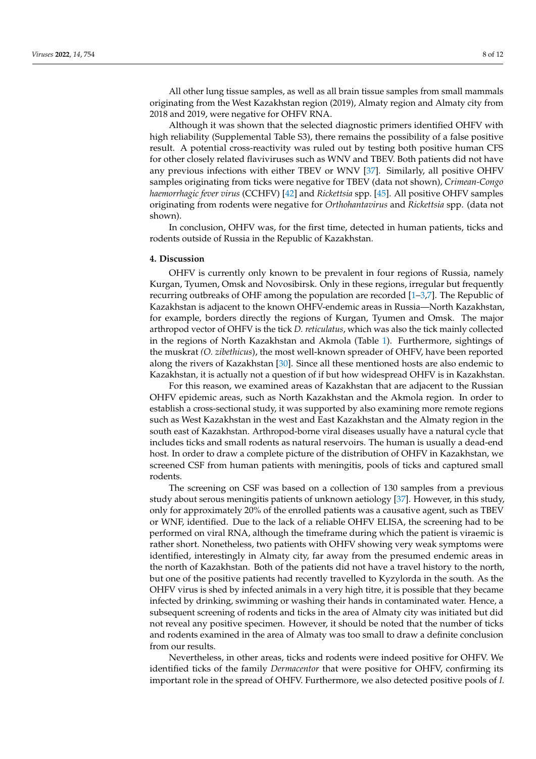All other lung tissue samples, as well as all brain tissue samples from small mammals originating from the West Kazakhstan region (2019), Almaty region and Almaty city from 2018 and 2019, were negative for OHFV RNA.

Although it was shown that the selected diagnostic primers identified OHFV with high reliability (Supplemental Table S3), there remains the possibility of a false positive result. A potential cross-reactivity was ruled out by testing both positive human CFS for other closely related flaviviruses such as WNV and TBEV. Both patients did not have any previous infections with either TBEV or WNV [37]. Similarly, all positive OHFV samples originating from ticks were negative for TBEV (data not shown), *Crimean-Congo haemorrhagic fever virus* (CCHFV) [42] and *Rickettsia* spp. [45]. All positive OHFV samples originating from rodents were negative for *Orthohantavirus* and *Rickettsia* spp. (data not shown).

In conclusion, OHFV was, for the first time, detected in human patients, ticks and rodents outside of Russia in the Republic of Kazakhstan.

## 4. Discussion

OHFV is currently only known to be prevalent in four regions of Russia, namely Kurgan, Tyumen, Omsk and Novosibirsk. Only in these regions, irregular but frequently recurring outbreaks of OHF among the population are recorded [1–3,7]. The Republic of Kazakhstan is adjacent to the known OHFV-endemic areas in Russia—North Kazakhstan, for example, borders directly the regions of Kurgan, Tyumen and Omsk. The major arthropod vector of OHFV is the tick *D. reticulatus*, which was also the tick mainly collected in the regions of North Kazakhstan and Akmola (Table 1). Furthermore, sightings of the muskrat *(O. zibethicus*), the most well-known spreader of OHFV, have been reported along the rivers of Kazakhstan [30]. Since all these mentioned hosts are also endemic to Kazakhstan, it is actually not a question of if but how widespread OHFV is in Kazakhstan.

For this reason, we examined areas of Kazakhstan that are adjacent to the Russian OHFV epidemic areas, such as North Kazakhstan and the Akmola region. In order to establish a cross-sectional study, it was supported by also examining more remote regions such as West Kazakhstan in the west and East Kazakhstan and the Almaty region in the south east of Kazakhstan. Arthropod-borne viral diseases usually have a natural cycle that includes ticks and small rodents as natural reservoirs. The human is usually a dead-end host. In order to draw a complete picture of the distribution of OHFV in Kazakhstan, we screened CSF from human patients with meningitis, pools of ticks and captured small rodents.

The screening on CSF was based on a collection of 130 samples from a previous study about serous meningitis patients of unknown aetiology [37]. However, in this study, only for approximately 20% of the enrolled patients was a causative agent, such as TBEV or WNF, identified. Due to the lack of a reliable OHFV ELISA, the screening had to be performed on viral RNA, although the timeframe during which the patient is viraemic is rather short. Nonetheless, two patients with OHFV showing very weak symptoms were identified, interestingly in Almaty city, far away from the presumed endemic areas in the north of Kazakhstan. Both of the patients did not have a travel history to the north, but one of the positive patients had recently travelled to Kyzylorda in the south. As the OHFV virus is shed by infected animals in a very high titre, it is possible that they became infected by drinking, swimming or washing their hands in contaminated water. Hence, a subsequent screening of rodents and ticks in the area of Almaty city was initiated but did not reveal any positive specimen. However, it should be noted that the number of ticks and rodents examined in the area of Almaty was too small to draw a definite conclusion from our results.

Nevertheless, in other areas, ticks and rodents were indeed positive for OHFV. We identified ticks of the family *Dermacentor* that were positive for OHFV, confirming its important role in the spread of OHFV. Furthermore, we also detected positive pools of *I.*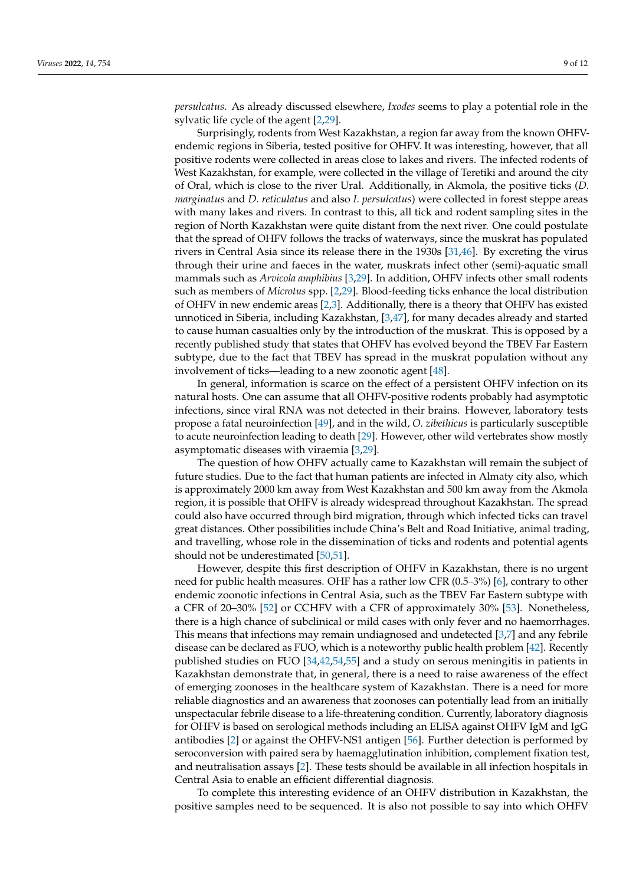*persulcatus*. As already discussed elsewhere, *Ixodes* seems to play a potential role in the sylvatic life cycle of the agent [2,29].

Surprisingly, rodents from West Kazakhstan, a region far away from the known OHFV-endemic regions in Siberia, tested positive for OHFV. It was interesting, however, that all positive rodents were collected in areas close to lakes and rivers. The infected rodents of West Kazakhstan, for example, were collected in the village of Teretiki and around the city of Oral, which is close to the river Ural. Additionally, in Akmola, the positive ticks (*D. marginatus* and *D. reticulatus* and also *I. persulcatus*) were collected in forest steppe areas with many lakes and rivers. In contrast to this, all tick and rodent sampling sites in the region of North Kazakhstan were quite distant from the next river. One could postulate that the spread of OHFV follows the tracks of waterways, since the muskrat has populated rivers in Central Asia since its release there in the 1930s [31,46]. By excreting the virus through their urine and faeces in the water, muskrats infect other (semi)-aquatic small mammals such as *Arvicola amphibius* [3,29]. In addition, OHFV infects other small rodents such as members of *Microtus* spp. [2,29]. Blood-feeding ticks enhance the local distribution of OHFV in new endemic areas [2,3]. Additionally, there is a theory that OHFV has existed unnoticed in Siberia, including Kazakhstan, [3,47], for many decades already and started to cause human casualties only by the introduction of the muskrat. This is opposed by a recently published study that states that OHFV has evolved beyond the TBEV Far Eastern subtype, due to the fact that TBEV has spread in the muskrat population without any involvement of ticks—leading to a new zoonotic agent [48].

In general, information is scarce on the effect of a persistent OHFV infection on its natural hosts. One can assume that all OHFV-positive rodents probably had asymptotic infections, since viral RNA was not detected in their brains. However, laboratory tests propose a fatal neuroinfection [49], and in the wild, *O. zibethicus* is particularly susceptible to acute neuroinfection leading to death [29]. However, other wild vertebrates show mostly asymptomatic diseases with viraemia [3,29].

The question of how OHFV actually came to Kazakhstan will remain the subject of future studies. Due to the fact that human patients are infected in Almaty city also, which is approximately 2000 km away from West Kazakhstan and 500 km away from the Akmola region, it is possible that OHFV is already widespread throughout Kazakhstan. The spread could also have occurred through bird migration, through which infected ticks can travel great distances. Other possibilities include China's Belt and Road Initiative, animal trading, and travelling, whose role in the dissemination of ticks and rodents and potential agents should not be underestimated [50,51].

However, despite this first description of OHFV in Kazakhstan, there is no urgent need for public health measures. OHF has a rather low CFR (0.5–3%) [6], contrary to other endemic zoonotic infections in Central Asia, such as the TBEV Far Eastern subtype with a CFR of 20–30% [52] or CCHFV with a CFR of approximately 30% [53]. Nonetheless, there is a high chance of subclinical or mild cases with only fever and no haemorrhages. This means that infections may remain undiagnosed and undetected [3,7] and any febrile disease can be declared as FUO, which is a noteworthy public health problem [42]. Recently published studies on FUO [34,42,54,55] and a study on serous meningitis in patients in Kazakhstan demonstrate that, in general, there is a need to raise awareness of the effect of emerging zoonoses in the healthcare system of Kazakhstan. There is a need for more reliable diagnostics and an awareness that zoonoses can potentially lead from an initially unspectacular febrile disease to a life-threatening condition. Currently, laboratory diagnosis for OHFV is based on serological methods including an ELISA against OHFV IgM and IgG antibodies [2] or against the OHFV-NS1 antigen [56]. Further detection is performed by seroconversion with paired sera by haemagglutination inhibition, complement fixation test, and neutralisation assays [2]. These tests should be available in all infection hospitals in Central Asia to enable an efficient differential diagnosis.

To complete this interesting evidence of an OHFV distribution in Kazakhstan, the positive samples need to be sequenced. It is also not possible to say into which OHFV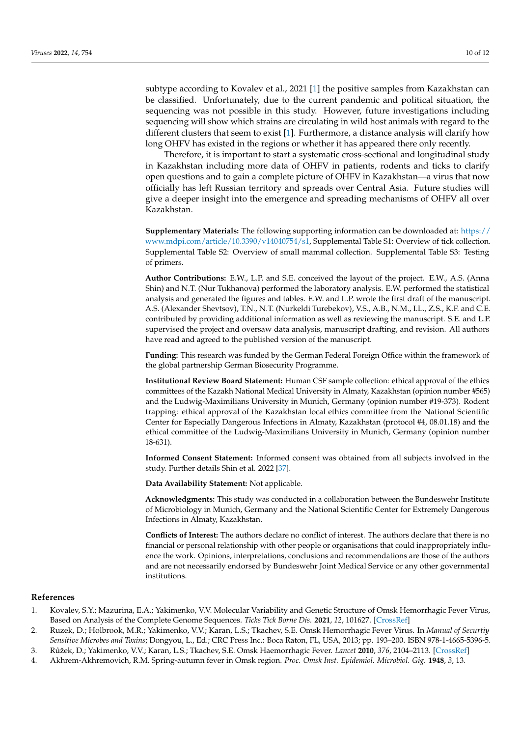subtype according to Kovalev et al., 2021 [1] the positive samples from Kazakhstan can be classified. Unfortunately, due to the current pandemic and political situation, the sequencing was not possible in this study. However, future investigations including sequencing will show which strains are circulating in wild host animals with regard to the different clusters that seem to exist [1]. Furthermore, a distance analysis will clarify how long OHFV has existed in the regions or whether it has appeared there only recently.

Therefore, it is important to start a systematic cross-sectional and longitudinal study in Kazakhstan including more data of OHFV in patients, rodents and ticks to clarify open questions and to gain a complete picture of OHFV in Kazakhstan—a virus that now officially has left Russian territory and spreads over Central Asia. Future studies will give a deeper insight into the emergence and spreading mechanisms of OHFV all over Kazakhstan.

**Supplementary Materials:** The following supporting information can be downloaded at: https://www.mdpi.com/article/10.3390/v14040754/s1, Supplemental Table S1: Overview of tick collection. Supplemental Table S2: Overview of small mammal collection. Supplemental Table S3: Testing of primers.

**Author Contributions:** E.W., L.P. and S.E. conceived the layout of the project. E.W., A.S. (Anna Shin) and N.T. (Nur Tukhanova) performed the laboratory analysis. E.W. performed the statistical analysis and generated the figures and tables. E.W. and L.P. wrote the first draft of the manuscript. A.S. (Alexander Shevtsov), T.N., N.T. (Nurkeldi Turebekov), V.S., A.B., N.M., I.L., Z.S., K.F. and C.E. contributed by providing additional information as well as reviewing the manuscript. S.E. and L.P. supervised the project and oversaw data analysis, manuscript drafting, and revision. All authors have read and agreed to the published version of the manuscript.

**Funding:** This research was funded by the German Federal Foreign Office within the framework of the global partnership German Biosecurity Programme.

**Institutional Review Board Statement:** Human CSF sample collection: ethical approval of the ethics committees of the Kazakh National Medical University in Almaty, Kazakhstan (opinion number #565) and the Ludwig-Maximilians University in Munich, Germany (opinion number #19-373). Rodent trapping: ethical approval of the Kazakhstan local ethics committee from the National Scientific Center for Especially Dangerous Infections in Almaty, Kazakhstan (protocol #4, 08.01.18) and the ethical committee of the Ludwig-Maximilians University in Munich, Germany (opinion number 18-631).

**Informed Consent Statement:** Informed consent was obtained from all subjects involved in the study. Further details Shin et al. 2022 [37].

**Data Availability Statement:** Not applicable.

**Acknowledgments:** This study was conducted in a collaboration between the Bundeswehr Institute of Microbiology in Munich, Germany and the National Scientific Center for Extremely Dangerous Infections in Almaty, Kazakhstan.

**Conflicts of Interest:** The authors declare no conflict of interest. The authors declare that there is no financial or personal relationship with other people or organisations that could inappropriately influence the work. Opinions, interpretations, conclusions and recommendations are those of the authors and are not necessarily endorsed by Bundeswehr Joint Medical Service or any other governmental institutions.

## References

1. Kovalev, S.Y.; Mazurina, E.A.; Yakimenko, V.V. Molecular Variability and Genetic Structure of Omsk Hemorrhagic Fever Virus, Based on Analysis of the Complete Genome Sequences. *Ticks Tick Borne Dis.* **2021**, *12*, 101627. [CrossRef]
2. Ruzek, D.; Holbrook, M.R.; Yakimenko, V.V.; Karan, L.S.; Tkachev, S.E. Omsk Hemorrhagic Fever Virus. In *Manual of Securtiy Sensitive Microbes and Toxins*; Dongyou, L., Ed.; CRC Press Inc.: Boca Raton, FL, USA, 2013; pp. 193–200. ISBN 978-1-4665-5396-5.
3. Růžek, D.; Yakimenko, V.V.; Karan, L.S.; Tkachev, S.E. Omsk Haemorrhagic Fever. *Lancet* **2010**, *376*, 2104–2113. [CrossRef]
4. Akhrem-Akhremovich, R.M. Spring-autumn fever in Omsk region. *Proc. Omsk Inst. Epidemiol. Microbiol. Gig.* **1948**, *3*, 13.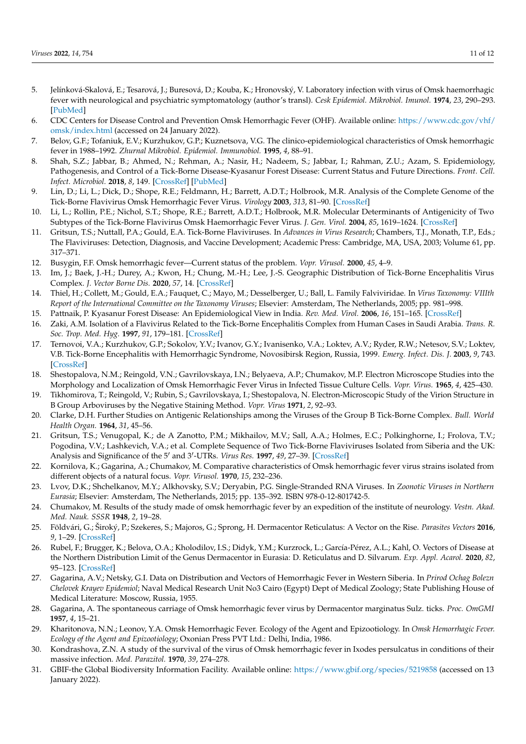5. Jelínková-Skalová, E.; Tesarová, J.; Buresová, D.; Kouba, K.; Hronovský, V. Laboratory infection with virus of Omsk haemorrhagic fever with neurological and psychiatric symptomatology (author's transl). *Cesk Epidemiol. Mikrobiol. Imunol.* **1974**, *23*, 290–293. [PubMed]
6. CDC Centers for Disease Control and Prevention Omsk Hemorrhagic Fever (OHF). Available online: https://www.cdc.gov/vhf/omsk/index.html (accessed on 24 January 2022).
7. Belov, G.F.; Tofaniuk, E.V.; Kurzhukov, G.P.; Kuznetsova, V.G. The clinico-epidemiological characteristics of Omsk hemorrhagic fever in 1988–1992. *Zhurnal Mikrobiol. Epidemiol. Immunobiol.* **1995**, *4*, 88–91.
8. Shah, S.Z.; Jabbar, B.; Ahmed, N.; Rehman, A.; Nasir, H.; Nadeem, S.; Jabbar, I.; Rahman, Z.U.; Azam, S. Epidemiology, Pathogenesis, and Control of a Tick-Borne Disease-Kyasanur Forest Disease: Current Status and Future Directions. *Front. Cell. Infect. Microbiol.* **2018**, *8*, 149. [CrossRef] [PubMed]
9. Lin, D.; Li, L.; Dick, D.; Shope, R.E.; Feldmann, H.; Barrett, A.D.T.; Holbrook, M.R. Analysis of the Complete Genome of the Tick-Borne Flavivirus Omsk Hemorrhagic Fever Virus. *Virology* **2003**, *313*, 81–90. [CrossRef]
10. Li, L.; Rollin, P.E.; Nichol, S.T.; Shope, R.E.; Barrett, A.D.T.; Holbrook, M.R. Molecular Determinants of Antigenicity of Two Subtypes of the Tick-Borne Flavivirus Omsk Haemorrhagic Fever Virus. *J. Gen. Virol.* **2004**, *85*, 1619–1624. [CrossRef]
11. Gritsun, T.S.; Nuttall, P.A.; Gould, E.A. Tick-Borne Flaviviruses. In *Advances in Virus Research*; Chambers, T.J., Monath, T.P., Eds.; The Flaviviruses: Detection, Diagnosis, and Vaccine Development; Academic Press: Cambridge, MA, USA, 2003; Volume 61, pp. 317–371.
12. Busygin, F.F. Omsk hemorrhagic fever—Current status of the problem. *Vopr. Virusol.* **2000**, *45*, 4–9.
13. Im, J.; Baek, J.-H.; Durey, A.; Kwon, H.; Chung, M.-H.; Lee, J.-S. Geographic Distribution of Tick-Borne Encephalitis Virus Complex. *J. Vector Borne Dis.* **2020**, *57*, 14. [CrossRef]
14. Thiel, H.; Collett, M.; Gould, E.A.; Fauquet, C.; Mayo, M.; Desselberger, U.; Ball, L. Family Falviviridae. In *Virus Taxonomy: VIIIth Report of the International Committee on the Taxonomy Viruses*; Elsevier: Amsterdam, The Netherlands, 2005; pp. 981–998.
15. Pattnaik, P. Kyasanur Forest Disease: An Epidemiological View in India. *Rev. Med. Virol.* **2006**, *16*, 151–165. [CrossRef]
16. Zaki, A.M. Isolation of a Flavivirus Related to the Tick-Borne Encephalitis Complex from Human Cases in Saudi Arabia. *Trans. R. Soc. Trop. Med. Hyg.* **1997**, *91*, 179–181. [CrossRef]
17. Ternovoi, V.A.; Kurzhukov, G.P.; Sokolov, Y.V.; Ivanov, G.Y.; Ivanisenko, V.A.; Loktev, A.V.; Ryder, R.W.; Netesov, S.V.; Loktev, V.B. Tick-Borne Encephalitis with Hemorrhagic Syndrome, Novosibirsk Region, Russia, 1999. *Emerg. Infect. Dis. J.* **2003**, *9*, 743. [CrossRef]
18. Shestopalova, N.M.; Reingold, V.N.; Gavrilovskaya, I.N.; Belyaeva, A.P.; Chumakov, M.P. Electron Microscope Studies into the Morphology and Localization of Omsk Hemorrhagic Fever Virus in Infected Tissue Culture Cells. *Vopr. Virus.* **1965**, *4*, 425–430.
19. Tikhomirova, T.; Reingold, V.; Rubin, S.; Gavrilovskaya, I.; Shestopalova, N. Electron-Microscopic Study of the Virion Structure in B Group Arboviruses by the Negative Staining Method. *Vopr. Virus* **1971**, *2*, 92–93.
20. Clarke, D.H. Further Studies on Antigenic Relationships among the Viruses of the Group B Tick-Borne Complex. *Bull. World Health Organ.* **1964**, *31*, 45–56.
21. Gritsun, T.S.; Venugopal, K.; de A Zanotto, P.M.; Mikhailov, M.V.; Sall, A.A.; Holmes, E.C.; Polkinghorne, I.; Frolova, T.V.; Pogodina, V.V.; Lashkevich, V.A.; et al. Complete Sequence of Two Tick-Borne Flaviviruses Isolated from Siberia and the UK: Analysis and Significance of the 5′ and 3′-UTRs. *Virus Res.* **1997**, *49*, 27–39. [CrossRef]
22. Kornilova, K.; Gagarina, A.; Chumakov, M. Comparative characteristics of Omsk hemorrhagic fever virus strains isolated from different objects of a natural focus. *Vopr. Virusol.* **1970**, *15*, 232–236.
23. Lvov, D.K.; Shchelkanov, M.Y.; Alkhovsky, S.V.; Deryabin, P.G. Single-Stranded RNA Viruses. In *Zoonotic Viruses in Northern Eurasia*; Elsevier: Amsterdam, The Netherlands, 2015; pp. 135–392. ISBN 978-0-12-801742-5.
24. Chumakov, M. Results of the study made of omsk hemorrhagic fever by an expedition of the institute of neurology. *Vestn. Akad. Med. Nauk. SSSR* **1948**, *2*, 19–28.
25. Földvári, G.; Široký, P.; Szekeres, S.; Majoros, G.; Sprong, H. Dermacentor Reticulatus: A Vector on the Rise. *Parasites Vectors* **2016**, *9*, 1–29. [CrossRef]
26. Rubel, F.; Brugger, K.; Belova, O.A.; Kholodilov, I.S.; Didyk, Y.M.; Kurzrock, L.; García-Pérez, A.L.; Kahl, O. Vectors of Disease at the Northern Distribution Limit of the Genus Dermacentor in Eurasia: D. Reticulatus and D. Silvarum. *Exp. Appl. Acarol.* **2020**, *82*, 95–123. [CrossRef]
27. Gagarina, A.V.; Netsky, G.I. Data on Distribution and Vectors of Hemorrhagic Fever in Western Siberia. In *Prirod Ochag Bolezn Chelovek Krayev Epidemiol*; Naval Medical Research Unit No3 Cairo (Egypt) Dept of Medical Zoology; State Publishing House of Medical Literature: Moscow, Russia, 1955.
28. Gagarina, A. The spontaneous carriage of Omsk hemorrhagic fever virus by Dermacentor marginatus Sulz. ticks. *Proc. OmGMI* **1957**, *4*, 15–21.
29. Kharitonova, N.N.; Leonov, Y.A. Omsk Hemorrhagic Fever. Ecology of the Agent and Epizootiology. In *Omsk Hemorrhagic Fever. Ecology of the Agent and Epizootiology*; Oxonian Press PVT Ltd.: Delhi, India, 1986.
30. Kondrashova, Z.N. A study of the survival of the virus of Omsk hemorrhagic fever in Ixodes persulcatus in conditions of their massive infection. *Med. Parazitol.* **1970**, *39*, 274–278.
31. GBIF-the Global Biodiversity Information Facility. Available online: https://www.gbif.org/species/5219858 (accessed on 13 January 2022).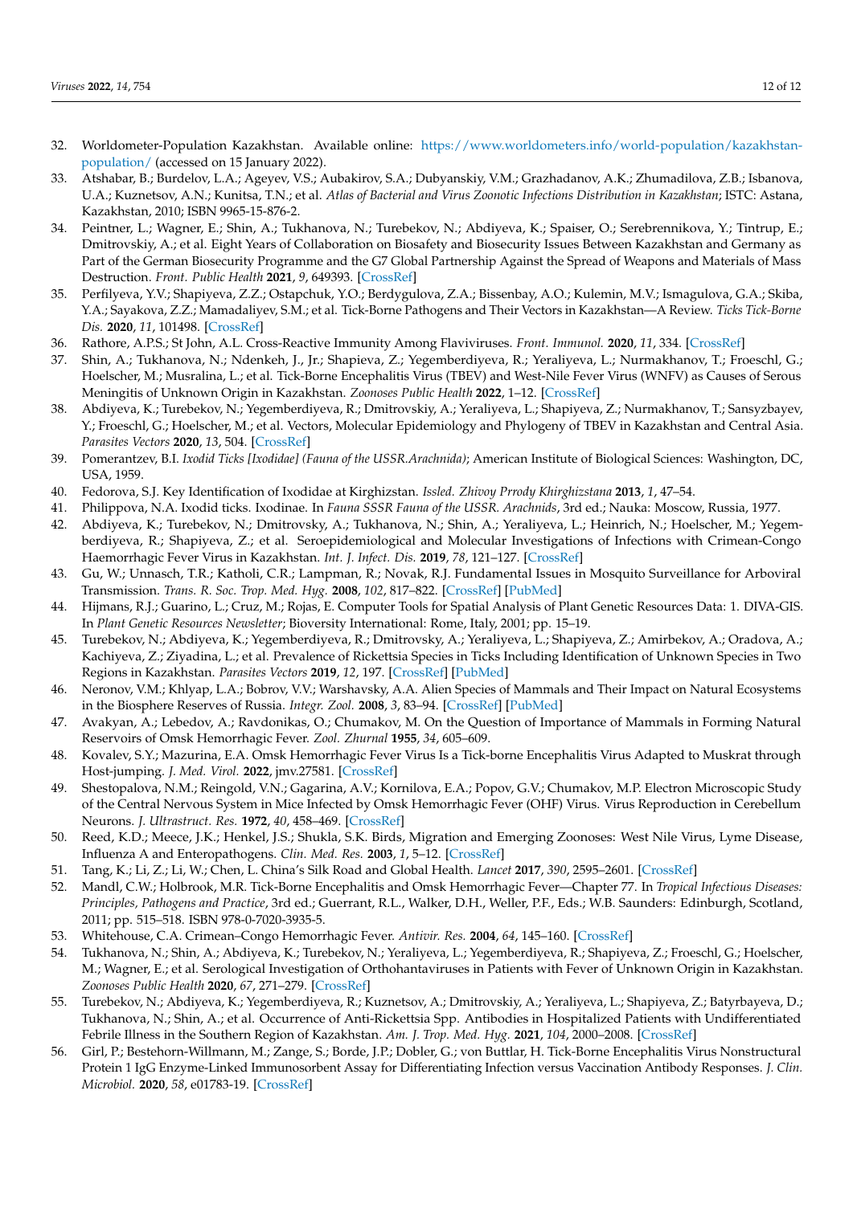32. Worldometer-Population Kazakhstan. Available online: https://www.worldometers.info/world-population/kazakhstan-population/ (accessed on 15 January 2022).
33. Atshabar, B.; Burdelov, L.A.; Ageyev, V.S.; Aubakirov, S.A.; Dubyanskiy, V.M.; Grazhdanov, A.K.; Zhumadilova, Z.B.; Isbanova, U.A.; Kuznetsov, A.N.; Kunitsa, T.N.; et al. *Atlas of Bacterial and Virus Zoonotic Infections Distribution in Kazakhstan*; ISTC: Astana, Kazakhstan, 2010; ISBN 9965-15-876-2.
34. Peintner, L.; Wagner, E.; Shin, A.; Tukhanova, N.; Turebekov, N.; Abdiyeva, K.; Spaiser, O.; Serebrennikova, Y.; Tintrup, E.; Dmitrovskiy, A.; et al. Eight Years of Collaboration on Biosafety and Biosecurity Issues Between Kazakhstan and Germany as Part of the German Biosecurity Programme and the G7 Global Partnership Against the Spread of Weapons and Materials of Mass Destruction. *Front. Public Health* **2021**, *9*, 649393. [CrossRef]
35. Perfilyeva, Y.V.; Shapiyeva, Z.Z.; Ostapchuk, Y.O.; Berdygulova, Z.A.; Bissenbay, A.O.; Kulemin, M.V.; Ismagulova, G.A.; Skiba, Y.A.; Sayakova, Z.Z.; Mamadaliyev, S.M.; et al. Tick-Borne Pathogens and Their Vectors in Kazakhstan—A Review. *Ticks Tick-Borne Dis.* **2020**, *11*, 101498. [CrossRef]
36. Rathore, A.P.S.; St John, A.L. Cross-Reactive Immunity Among Flaviviruses. *Front. Immunol.* **2020**, *11*, 334. [CrossRef]
37. Shin, A.; Tukhanova, N.; Ndenkeh, J., Jr.; Shapieva, Z.; Yegemberdiyeva, R.; Yeraliyeva, L.; Nurmakhanov, T.; Froeschl, G.; Hoelscher, M.; Musralina, L.; et al. Tick-Borne Encephalitis Virus (TBEV) and West-Nile Fever Virus (WNFV) as Causes of Serous Meningitis of Unknown Origin in Kazakhstan. *Zoonoses Public Health* **2022**, 1–12. [CrossRef]
38. Abdiyeva, K.; Turebekov, N.; Yegemberdiyeva, R.; Dmitrovskiy, A.; Yeraliyeva, L.; Shapiyeva, Z.; Nurmakhanov, T.; Sansyzbayev, Y.; Froeschl, G.; Hoelscher, M.; et al. Vectors, Molecular Epidemiology and Phylogeny of TBEV in Kazakhstan and Central Asia. *Parasites Vectors* **2020**, *13*, 504. [CrossRef]
39. Pomerantzev, B.I. *Ixodid Ticks [Ixodidae] (Fauna of the USSR.Arachnida)*; American Institute of Biological Sciences: Washington, DC, USA, 1959.
40. Fedorova, S.J. Key Identification of Ixodidae at Kirghizstan. *Issled. Zhivoy Prrody Khirghizstana* **2013**, *1*, 47–54.
41. Philippova, N.A. Ixodid ticks. Ixodinae. In *Fauna SSSR Fauna of the USSR. Arachnids*, 3rd ed.; Nauka: Moscow, Russia, 1977.
42. Abdiyeva, K.; Turebekov, N.; Dmitrovsky, A.; Tukhanova, N.; Shin, A.; Yeraliyeva, L.; Heinrich, N.; Hoelscher, M.; Yegemberdiyeva, R.; Shapiyeva, Z.; et al. Seroepidemiological and Molecular Investigations of Infections with Crimean-Congo Haemorrhagic Fever Virus in Kazakhstan. *Int. J. Infect. Dis.* **2019**, *78*, 121–127. [CrossRef]
43. Gu, W.; Unnasch, T.R.; Katholi, C.R.; Lampman, R.; Novak, R.J. Fundamental Issues in Mosquito Surveillance for Arboviral Transmission. *Trans. R. Soc. Trop. Med. Hyg.* **2008**, *102*, 817–822. [CrossRef] [PubMed]
44. Hijmans, R.J.; Guarino, L.; Cruz, M.; Rojas, E. Computer Tools for Spatial Analysis of Plant Genetic Resources Data: 1. DIVA-GIS. In *Plant Genetic Resources Newsletter*; Bioversity International: Rome, Italy, 2001; pp. 15–19.
45. Turebekov, N.; Abdiyeva, K.; Yegemberdiyeva, R.; Dmitrovsky, A.; Yeraliyeva, L.; Shapiyeva, Z.; Amirbekov, A.; Oradova, A.; Kachiyeva, Z.; Ziyadina, L.; et al. Prevalence of Rickettsia Species in Ticks Including Identification of Unknown Species in Two Regions in Kazakhstan. *Parasites Vectors* **2019**, *12*, 197. [CrossRef] [PubMed]
46. Neronov, V.M.; Khlyap, L.A.; Bobrov, V.V.; Warshavsky, A.A. Alien Species of Mammals and Their Impact on Natural Ecosystems in the Biosphere Reserves of Russia. *Integr. Zool.* **2008**, *3*, 83–94. [CrossRef] [PubMed]
47. Avakyan, A.; Lebedov, A.; Ravdonikas, O.; Chumakov, M. On the Question of Importance of Mammals in Forming Natural Reservoirs of Omsk Hemorrhagic Fever. *Zool. Zhurnal* **1955**, *34*, 605–609.
48. Kovalev, S.Y.; Mazurina, E.A. Omsk Hemorrhagic Fever Virus Is a Tick-borne Encephalitis Virus Adapted to Muskrat through Host-jumping. *J. Med. Virol.* **2022**, jmv.27581. [CrossRef]
49. Shestopalova, N.M.; Reingold, V.N.; Gagarina, A.V.; Kornilova, E.A.; Popov, G.V.; Chumakov, M.P. Electron Microscopic Study of the Central Nervous System in Mice Infected by Omsk Hemorrhagic Fever (OHF) Virus. Virus Reproduction in Cerebellum Neurons. *J. Ultrastruct. Res.* **1972**, *40*, 458–469. [CrossRef]
50. Reed, K.D.; Meece, J.K.; Henkel, J.S.; Shukla, S.K. Birds, Migration and Emerging Zoonoses: West Nile Virus, Lyme Disease, Influenza A and Enteropathogens. *Clin. Med. Res.* **2003**, *1*, 5–12. [CrossRef]
51. Tang, K.; Li, Z.; Li, W.; Chen, L. China's Silk Road and Global Health. *Lancet* **2017**, *390*, 2595–2601. [CrossRef]
52. Mandl, C.W.; Holbrook, M.R. Tick-Borne Encephalitis and Omsk Hemorrhagic Fever—Chapter 77. In *Tropical Infectious Diseases: Principles, Pathogens and Practice*, 3rd ed.; Guerrant, R.L., Walker, D.H., Weller, P.F., Eds.; W.B. Saunders: Edinburgh, Scotland, 2011; pp. 515–518. ISBN 978-0-7020-3935-5.
53. Whitehouse, C.A. Crimean–Congo Hemorrhagic Fever. *Antivir. Res.* **2004**, *64*, 145–160. [CrossRef]
54. Tukhanova, N.; Shin, A.; Abdiyeva, K.; Turebekov, N.; Yeraliyeva, L.; Yegemberdiyeva, R.; Shapiyeva, Z.; Froeschl, G.; Hoelscher, M.; Wagner, E.; et al. Serological Investigation of Orthohantaviruses in Patients with Fever of Unknown Origin in Kazakhstan. *Zoonoses Public Health* **2020**, *67*, 271–279. [CrossRef]
55. Turebekov, N.; Abdiyeva, K.; Yegemberdiyeva, R.; Kuznetsov, A.; Dmitrovskiy, A.; Yeraliyeva, L.; Shapiyeva, Z.; Batyrbayeva, D.; Tukhanova, N.; Shin, A.; et al. Occurrence of Anti-Rickettsia Spp. Antibodies in Hospitalized Patients with Undifferentiated Febrile Illness in the Southern Region of Kazakhstan. *Am. J. Trop. Med. Hyg.* **2021**, *104*, 2000–2008. [CrossRef]
56. Girl, P.; Bestehorn-Willmann, M.; Zange, S.; Borde, J.P.; Dobler, G.; von Buttlar, H. Tick-Borne Encephalitis Virus Nonstructural Protein 1 IgG Enzyme-Linked Immunosorbent Assay for Differentiating Infection versus Vaccination Antibody Responses. *J. Clin. Microbiol.* **2020**, *58*, e01783-19. [CrossRef]